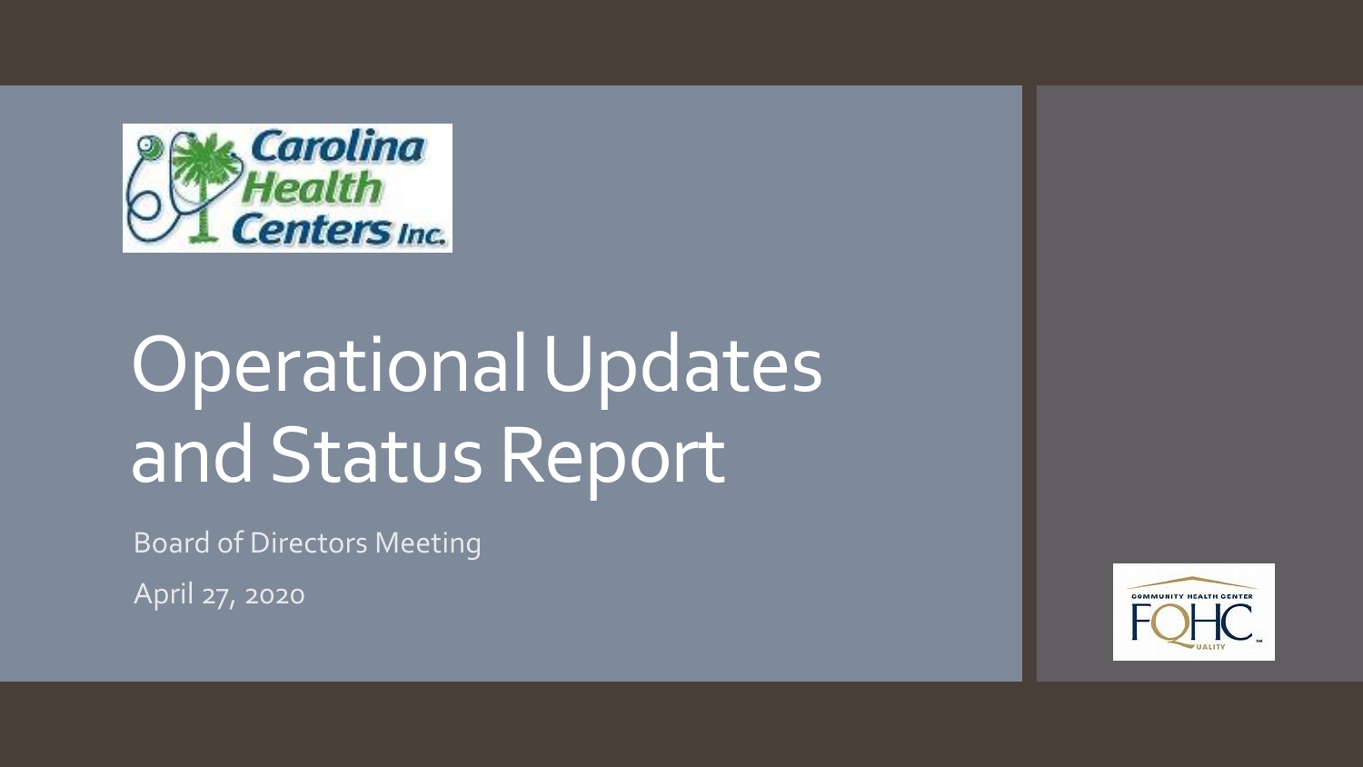# Operational Updates and Status Report

Board of Directors Meeting

April 27, 2020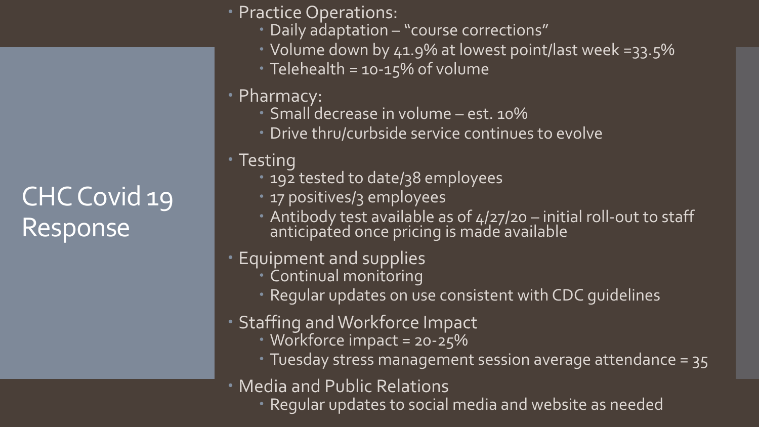# CHC Covid 19 Response

- Practice Operations:
  - Daily adaptation – "course corrections"
  - Volume down by 41.9% at lowest point/last week =33.5%
  - Telehealth = 10-15% of volume
- Pharmacy:
  - Small decrease in volume – est. 10%
  - Drive thru/curbside service continues to evolve
- Testing
  - 192 tested to date/38 employees
  - 17 positives/3 employees
  - Antibody test available as of 4/27/20 – initial roll-out to staff anticipated once pricing is made available
- Equipment and supplies
  - Continual monitoring
  - Regular updates on use consistent with CDC guidelines
- Staffing and Workforce Impact
  - Workforce impact = 20-25%
  - Tuesday stress management session average attendance = 35
- Media and Public Relations
  - Regular updates to social media and website as needed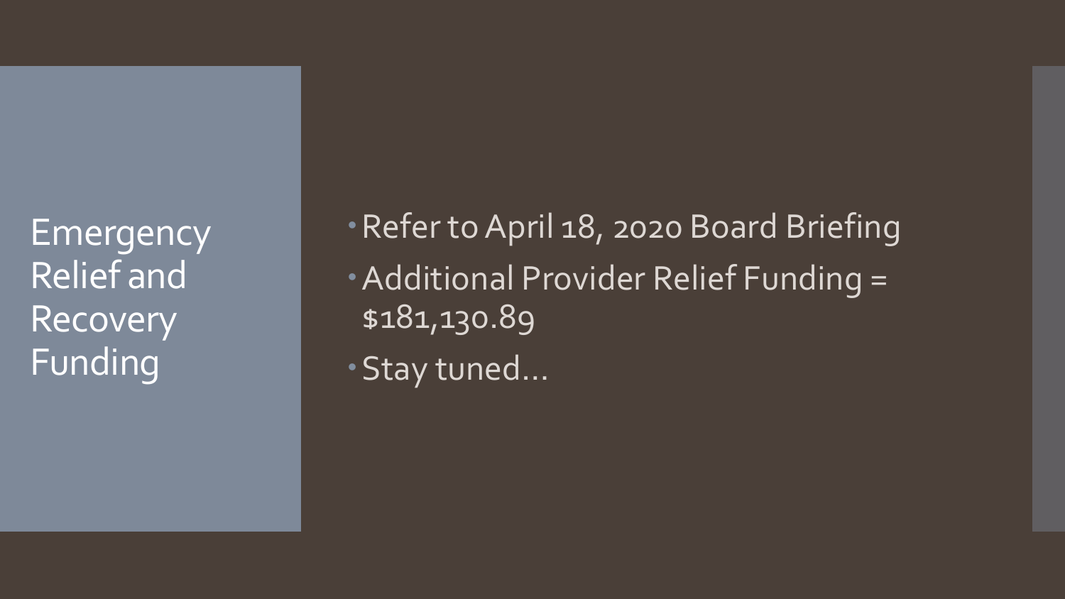# Emergency Relief and Recovery Funding

- Refer to April 18, 2020 Board Briefing
- Additional Provider Relief Funding = $181,130.89
- Stay tuned…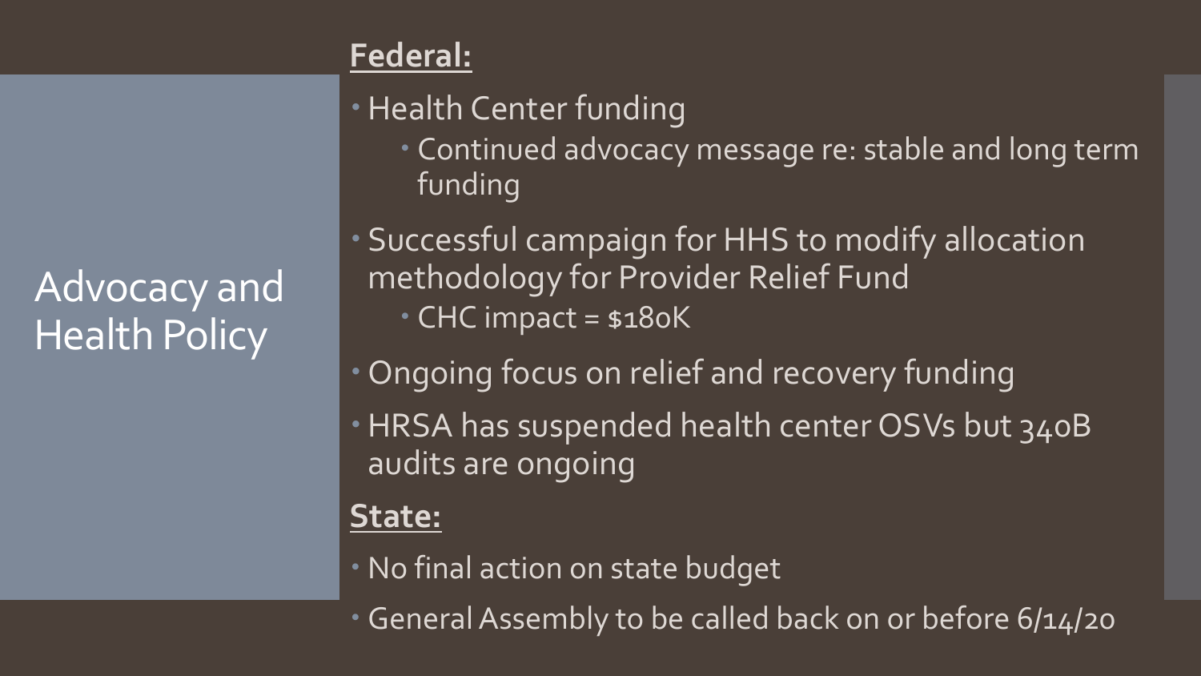# Advocacy and Health Policy

**Federal:**

- Health Center funding
  - Continued advocacy message re: stable and long term funding
- Successful campaign for HHS to modify allocation methodology for Provider Relief Fund
  - CHC impact = $180K
- Ongoing focus on relief and recovery funding
- HRSA has suspended health center OSVs but 340B audits are ongoing

**State:**

- No final action on state budget
- General Assembly to be called back on or before 6/14/20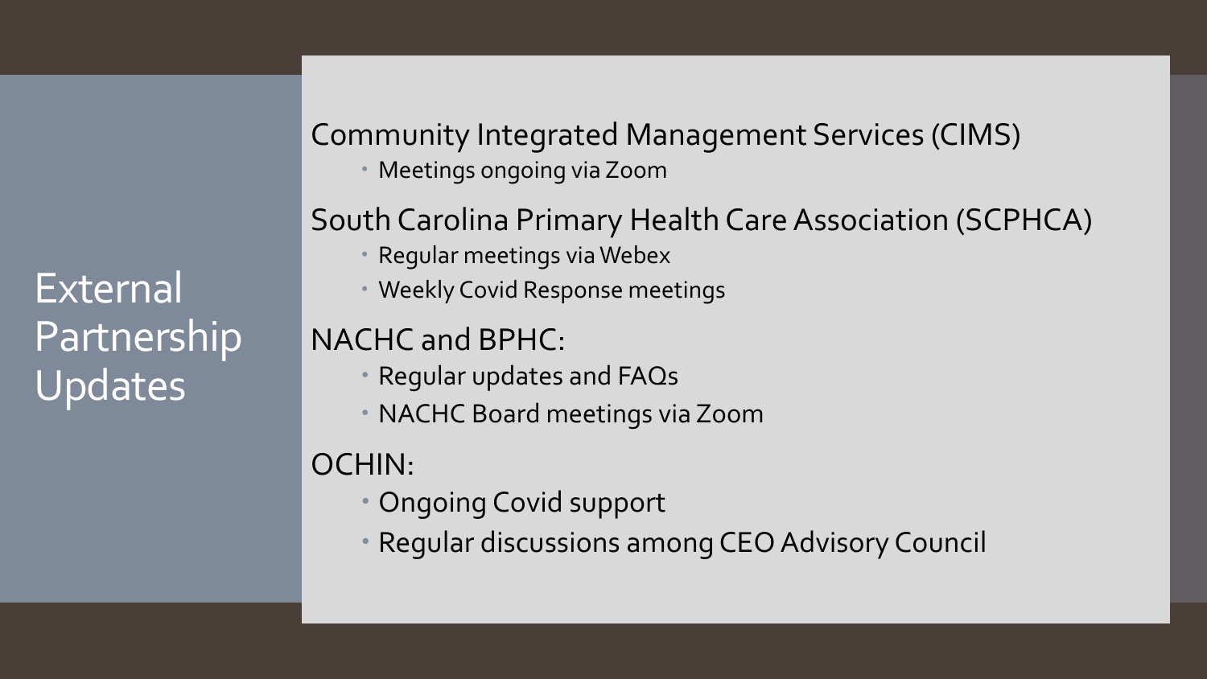# External Partnership Updates

## Community Integrated Management Services (CIMS)

- Meetings ongoing via Zoom

## South Carolina Primary Health Care Association (SCPHCA)

- Regular meetings via Webex
- Weekly Covid Response meetings

## NACHC and BPHC:

- Regular updates and FAQs
- NACHC Board meetings via Zoom

## OCHIN:

- Ongoing Covid support
- Regular discussions among CEO Advisory Council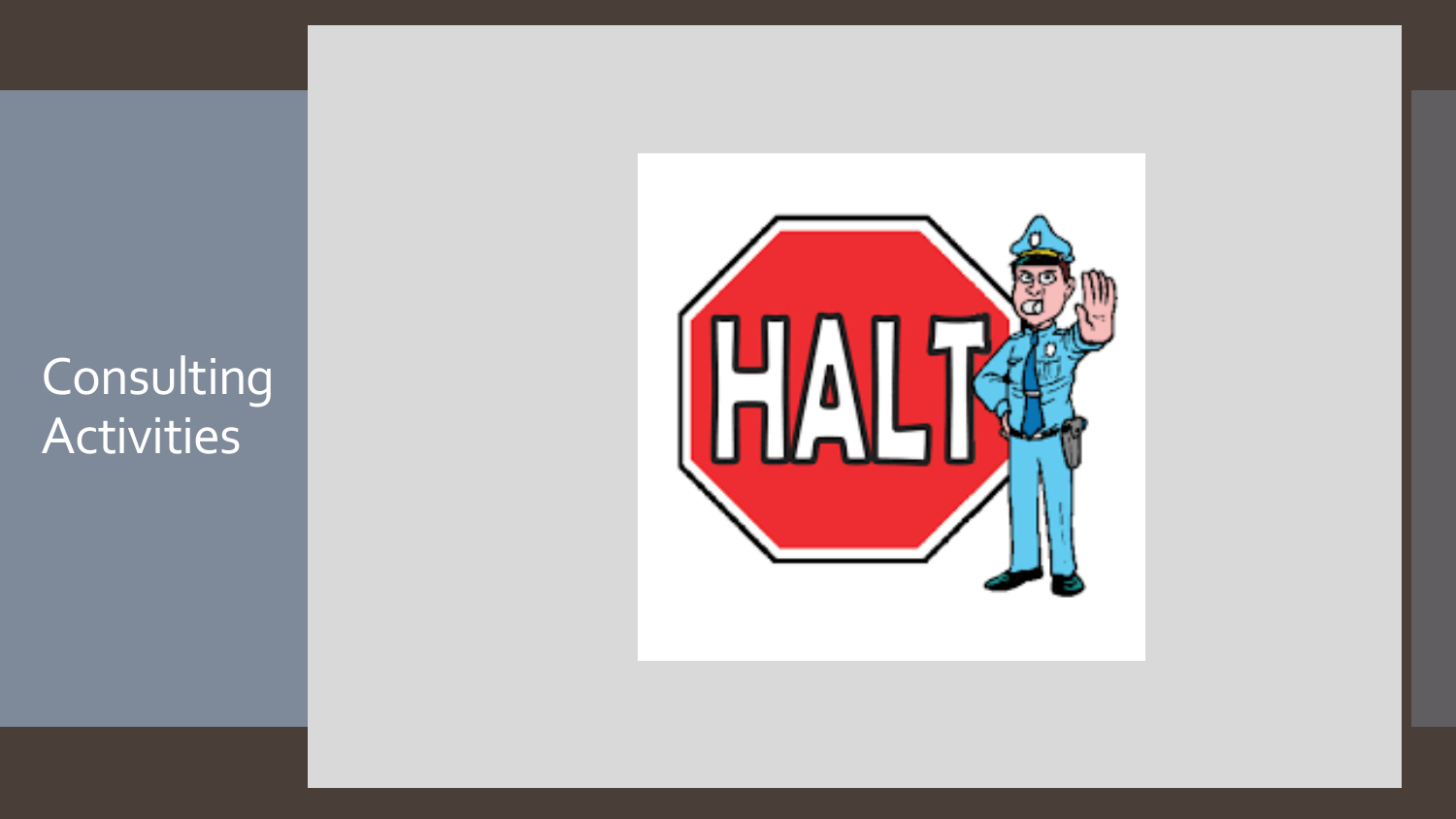# Consulting Activities